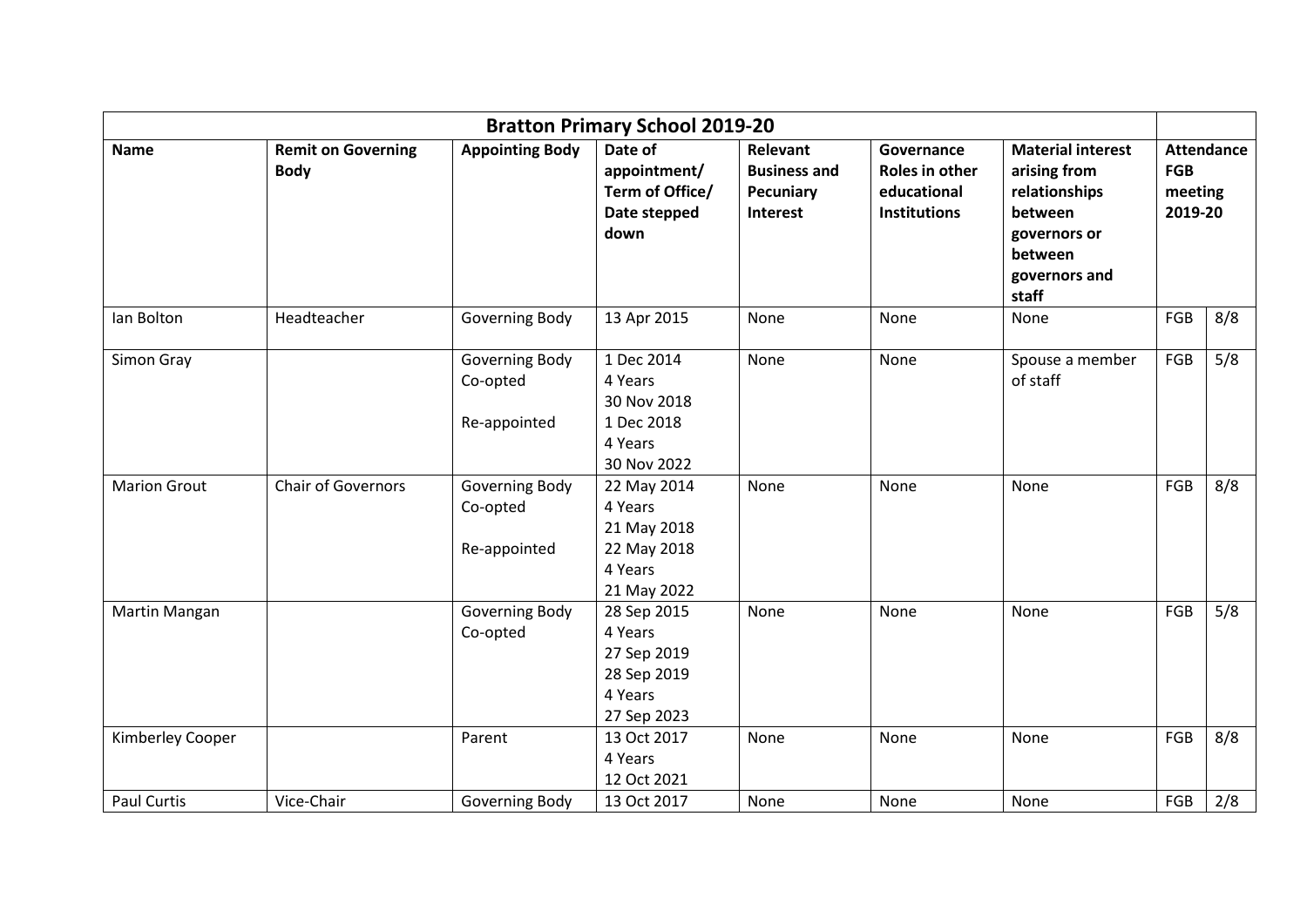| Bratton Primary School 2019-20 | | | | | | | | |
|---|---|---|---|---|---|---|---|---|
| **Name** | **Remit on Governing Body** | **Appointing Body** | **Date of appointment/ Term of Office/ Date stepped down** | **Relevant Business and Pecuniary Interest** | **Governance Roles in other educational Institutions** | **Material interest arising from relationships between governors or between governors and staff** | **Attendance FGB meeting 2019-20** | |
| Ian Bolton | Headteacher | Governing Body | 13 Apr 2015 | None | None | None | FGB | 8/8 |
| Simon Gray | | Governing Body Co-opted<br><br>Re-appointed | 1 Dec 2014<br>4 Years<br>30 Nov 2018<br>1 Dec 2018<br>4 Years<br>30 Nov 2022 | None | None | Spouse a member of staff | FGB | 5/8 |
| Marion Grout | Chair of Governors | Governing Body Co-opted<br><br>Re-appointed | 22 May 2014<br>4 Years<br>21 May 2018<br>22 May 2018<br>4 Years<br>21 May 2022 | None | None | None | FGB | 8/8 |
| Martin Mangan | | Governing Body Co-opted | 28 Sep 2015<br>4 Years<br>27 Sep 2019<br>28 Sep 2019<br>4 Years<br>27 Sep 2023 | None | None | None | FGB | 5/8 |
| Kimberley Cooper | | Parent | 13 Oct 2017<br>4 Years<br>12 Oct 2021 | None | None | None | FGB | 8/8 |
| Paul Curtis | Vice-Chair | Governing Body | 13 Oct 2017 | None | None | None | FGB | 2/8 |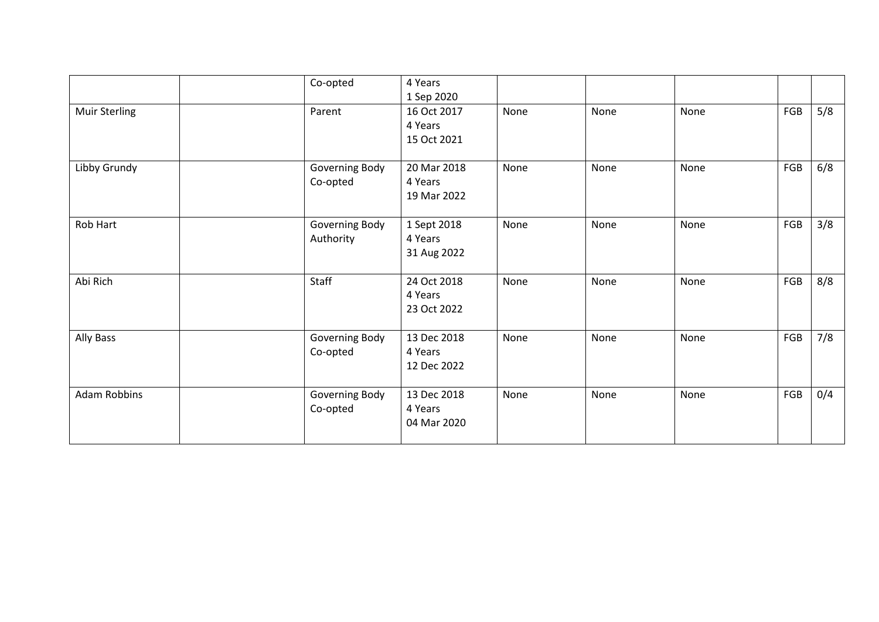| | | | | | | | | |
|---|---|---|---|---|---|---|---|---|
| | | Co-opted | 4 Years<br>1 Sep 2020 | | | | | |
| Muir Sterling | | Parent | 16 Oct 2017<br>4 Years<br>15 Oct 2021 | None | None | None | FGB | 5/8 |
| Libby Grundy | | Governing Body<br>Co-opted | 20 Mar 2018<br>4 Years<br>19 Mar 2022 | None | None | None | FGB | 6/8 |
| Rob Hart | | Governing Body<br>Authority | 1 Sept 2018<br>4 Years<br>31 Aug 2022 | None | None | None | FGB | 3/8 |
| Abi Rich | | Staff | 24 Oct 2018<br>4 Years<br>23 Oct 2022 | None | None | None | FGB | 8/8 |
| Ally Bass | | Governing Body<br>Co-opted | 13 Dec 2018<br>4 Years<br>12 Dec 2022 | None | None | None | FGB | 7/8 |
| Adam Robbins | | Governing Body<br>Co-opted | 13 Dec 2018<br>4 Years<br>04 Mar 2020 | None | None | None | FGB | 0/4 |